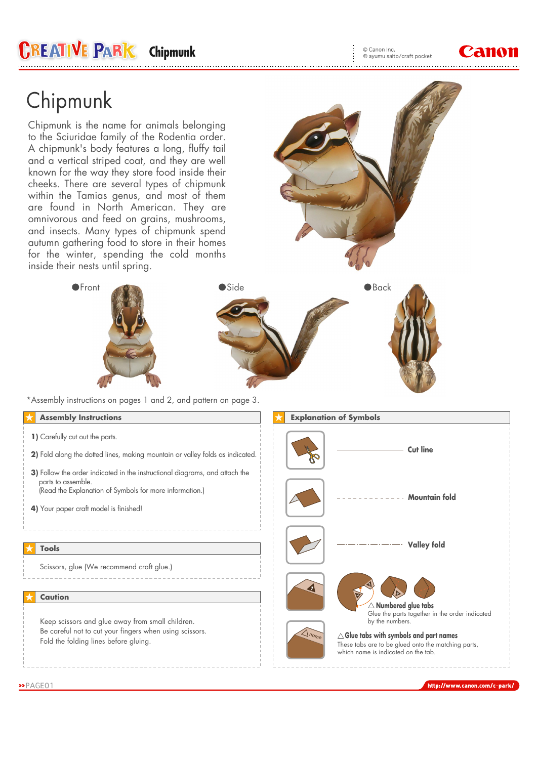# Chipmunk

Chipmunk is the name for animals belonging to the Sciuridae family of the Rodentia order. A chipmunk's body features a long, fluffy tail and a vertical striped coat, and they are well known for the way they store food inside their cheeks. There are several types of chipmunk within the Tamias genus, and most of them are found in North American. They are omnivorous and feed on grains, mushrooms, and insects. Many types of chipmunk spend autumn gathering food to store in their homes for the winter, spending the cold months inside their nests until spring.

●Front

●Side

●Back

*Assembly instructions on pages 1 and 2, and pattern on page 3.

## Assembly Instructions

1) Carefully cut out the parts.

2) Fold along the dotted lines, making mountain or valley folds as indicated.

3) Follow the order indicated in the instructional diagrams, and attach the parts to assemble.
(Read the Explanation of Symbols for more information.)

4) Your paper craft model is finished!

## Tools

Scissors, glue (We recommend craft glue.)

## Caution

Keep scissors and glue away from small children.
Be careful not to cut your fingers when using scissors.
Fold the folding lines before gluing.

## Explanation of Symbols

**Cut line**

**Mountain fold**

**Valley fold**

△ **Numbered glue tabs**
Glue the parts together in the order indicated by the numbers.

△ **Glue tabs with symbols and part names**
These tabs are to be glued onto the matching parts, which name is indicated on the tab.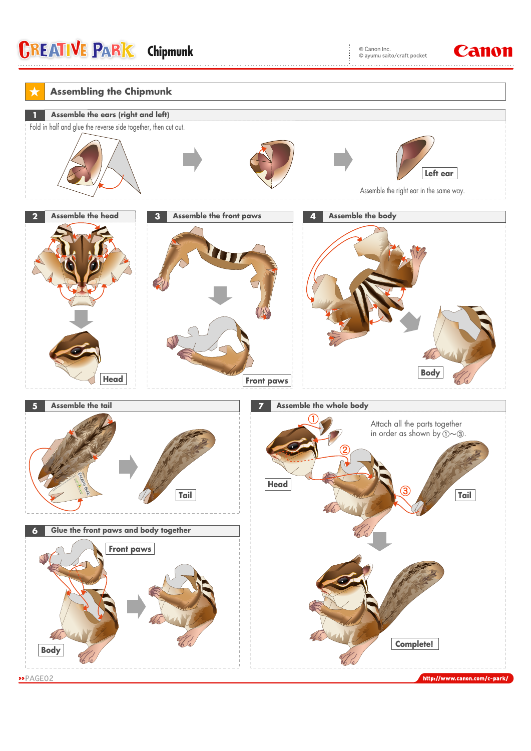# Assembling the Chipmunk

## 1 Assemble the ears (right and left)

Fold in half and glue the reverse side together, then cut out.

Left ear

Assemble the right ear in the same way.

## 2 Assemble the head

Head

## 3 Assemble the front paws

Front paws

## 4 Assemble the body

Body

## 5 Assemble the tail

Tail

## 6 Glue the front paws and body together

Front paws

Body

## 7 Assemble the whole body

Attach all the parts together in order as shown by ①~③.

Head

Tail

Complete!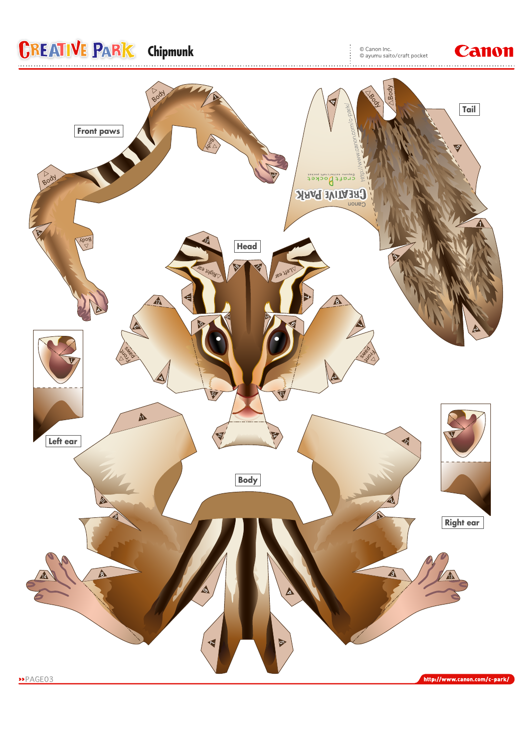CREATIVE PARK Chipmunk

© Canon Inc.
© ayumu saito/craft pocket

Canon

Front paws

Tail

Head

Left ear

Body

Right ear

http://www.canon.com/c-park/